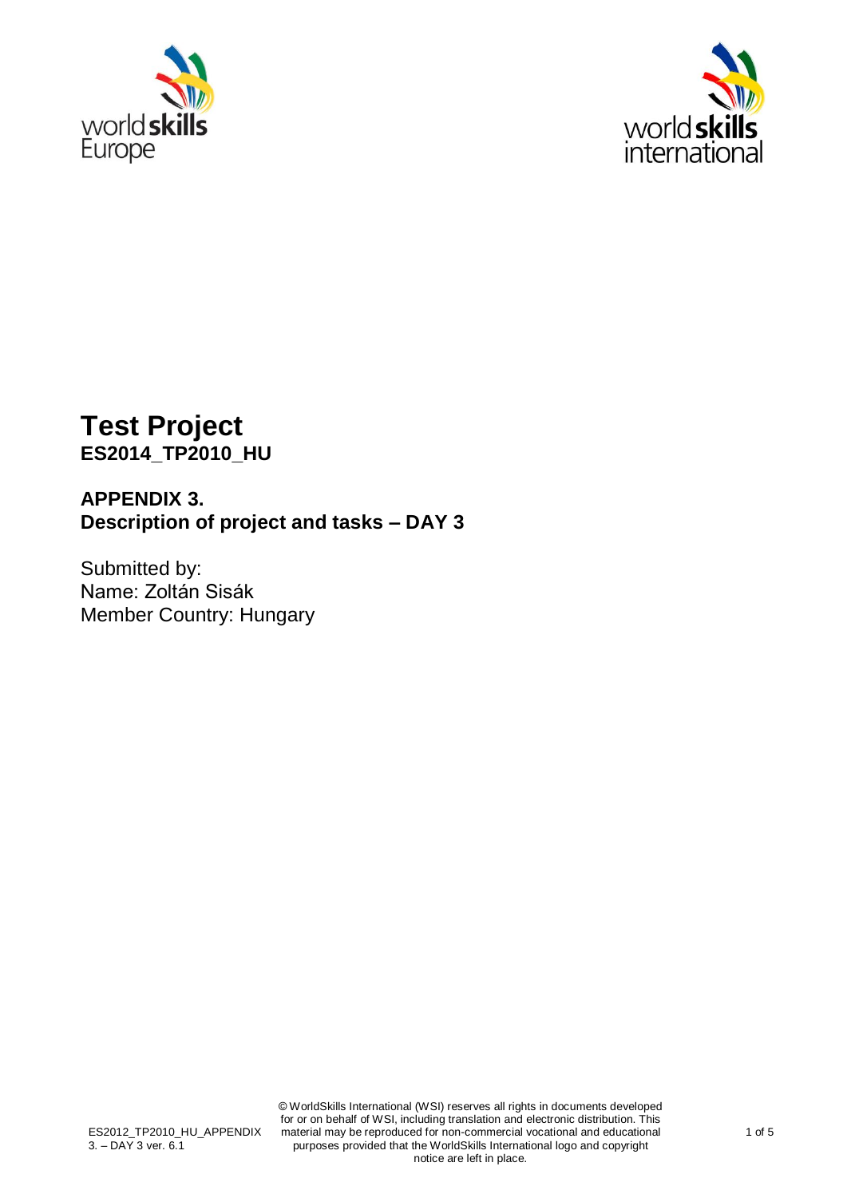# Test Project

**ES2014_TP2010_HU**

## APPENDIX 3.
## Description of project and tasks – DAY 3

Submitted by:
Name: Zoltán Sisák
Member Country: Hungary

© WorldSkills International (WSI) reserves all rights in documents developed for or on behalf of WSI, including translation and electronic distribution. This material may be reproduced for non-commercial vocational and educational purposes provided that the WorldSkills International logo and copyright notice are left in place.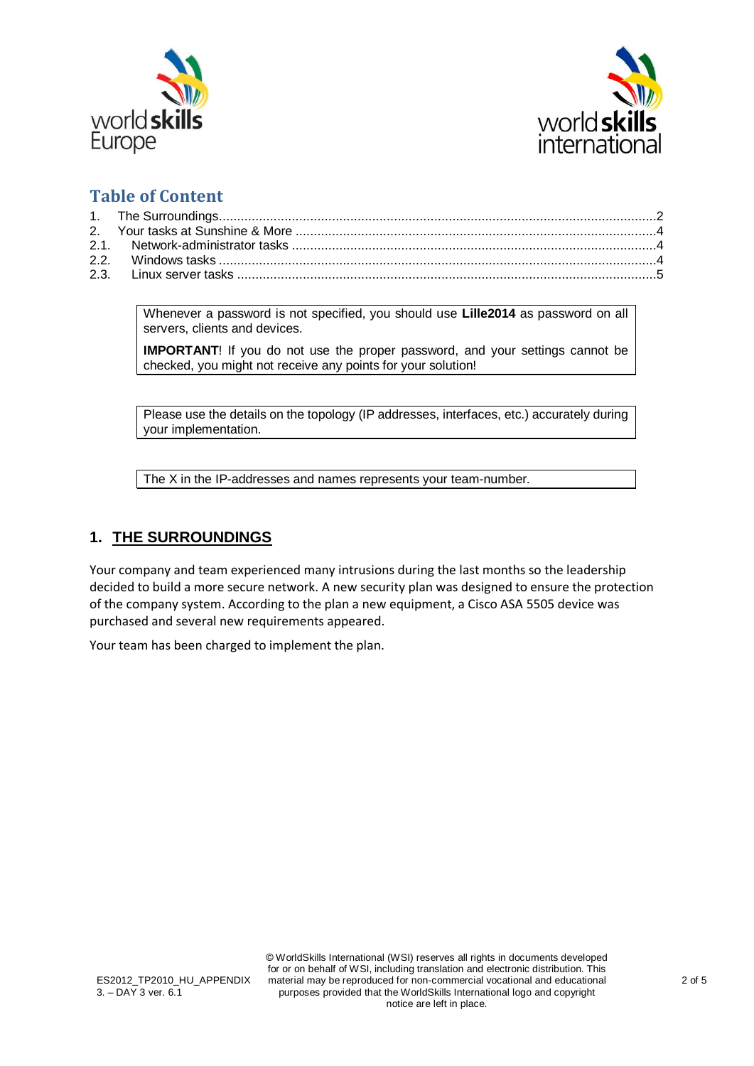## Table of Content

1. The Surroundings....................................................................2
2. Your tasks at Sunshine & More .............................................4
2.1. Network-administrator tasks ..................................................4
2.2. Windows tasks ........................................................................4
2.3. Linux server tasks ...................................................................5

> Whenever a password is not specified, you should use **Lille2014** as password on all servers, clients and devices.
>
> **IMPORTANT**! If you do not use the proper password, and your settings cannot be checked, you might not receive any points for your solution!

> Please use the details on the topology (IP addresses, interfaces, etc.) accurately during your implementation.

> The X in the IP-addresses and names represents your team-number.

## 1. THE SURROUNDINGS

Your company and team experienced many intrusions during the last months so the leadership decided to build a more secure network. A new security plan was designed to ensure the protection of the company system. According to the plan a new equipment, a Cisco ASA 5505 device was purchased and several new requirements appeared.

Your team has been charged to implement the plan.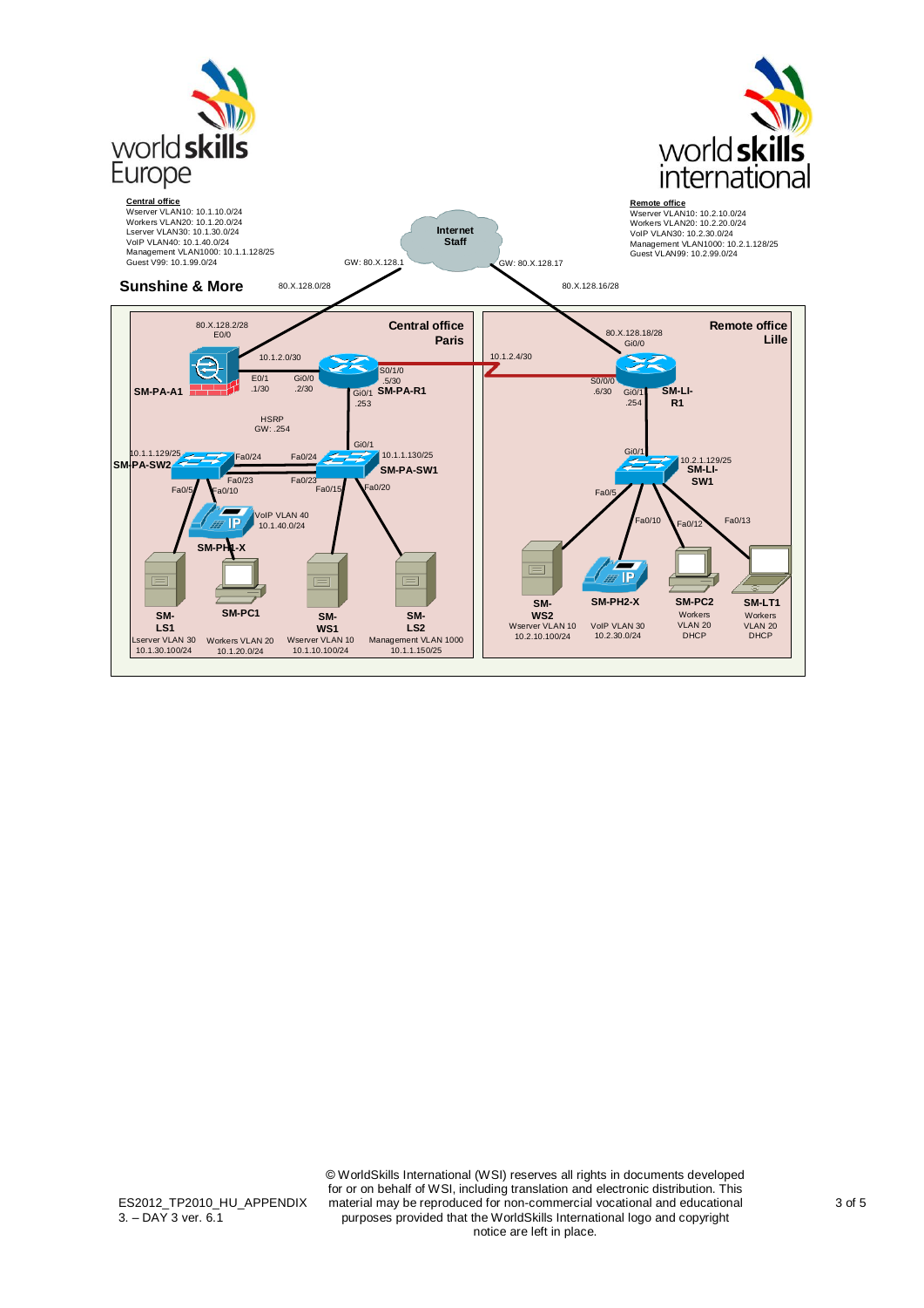**Central office**
Wserver VLAN10: 10.1.10.0/24
Workers VLAN20: 10.1.20.0/24
Lserver VLAN30: 10.1.30.0/24
VoIP VLAN40: 10.1.40.0/24
Management VLAN1000: 10.1.1.128/25
Guest V99: 10.1.99.0/24

**Remote office**
Wserver VLAN10: 10.2.10.0/24
Workers VLAN20: 10.2.20.0/24
VoIP VLAN30: 10.2.30.0/24
Management VLAN1000: 10.2.1.128/25
Guest VLAN99: 10.2.99.0/24

**Internet Staff**

GW: 80.X.128.1 — 80.X.128.0/28
GW: 80.X.128.17 — 80.X.128.16/28

## Sunshine & More

**Central office Paris**

- SM-PA-A1: E0/0 80.X.128.2/28; E0/1 .1/30 (10.1.2.0/30)
- SM-PA-R1: Gi0/0 .2/30; S0/1/0 .5/30; Gi0/1 .253
- HSRP GW: .254
- SM-PA-SW1: Gi0/1; 10.1.1.130/25; Fa0/24, Fa0/23, Fa0/15, Fa0/20
- SM-PA-SW2: 10.1.1.129/25; Fa0/24, Fa0/23, Fa0/5, Fa0/10
- SM-PH1-X: VoIP VLAN 40 10.1.40.0/24
- SM-LS1: Lserver VLAN 30 10.1.30.100/24
- SM-PC1: Workers VLAN 20 10.1.20.0/24
- SM-WS1: Wserver VLAN 10 10.1.10.100/24
- SM-LS2: Management VLAN 1000 10.1.1.150/25

10.1.2.4/30

**Remote office Lille**

- SM-LI-R1: Gi0/0 80.X.128.18/28; S0/0/0 .6/30; Gi0/1 .254
- SM-LI-SW1: Gi0/1; 10.2.1.129/25; Fa0/5, Fa0/10, Fa0/12, Fa0/13
- SM-WS2: Wserver VLAN 10 10.2.10.100/24
- SM-PH2-X: VoIP VLAN 30 10.2.30.0/24
- SM-PC2: Workers VLAN 20 DHCP
- SM-LT1: Workers VLAN 20 DHCP

ES2012_TP2010_HU_APPENDIX 3. – DAY 3 ver. 6.1

© WorldSkills International (WSI) reserves all rights in documents developed for or on behalf of WSI, including translation and electronic distribution. This material may be reproduced for non-commercial vocational and educational purposes provided that the WorldSkills International logo and copyright notice are left in place.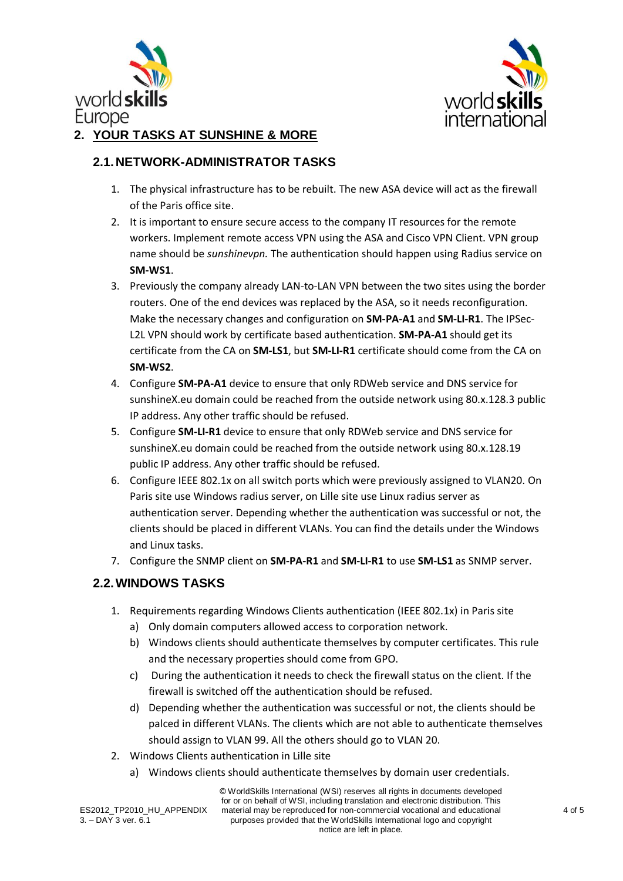## 2. YOUR TASKS AT SUNSHINE & MORE

### 2.1. NETWORK-ADMINISTRATOR TASKS

1. The physical infrastructure has to be rebuilt. The new ASA device will act as the firewall of the Paris office site.
2. It is important to ensure secure access to the company IT resources for the remote workers. Implement remote access VPN using the ASA and Cisco VPN Client. VPN group name should be *sunshinevpn.* The authentication should happen using Radius service on **SM-WS1**.
3. Previously the company already LAN-to-LAN VPN between the two sites using the border routers. One of the end devices was replaced by the ASA, so it needs reconfiguration. Make the necessary changes and configuration on **SM-PA-A1** and **SM-LI-R1**. The IPSec-L2L VPN should work by certificate based authentication. **SM-PA-A1** should get its certificate from the CA on **SM-LS1**, but **SM-LI-R1** certificate should come from the CA on **SM-WS2**.
4. Configure **SM-PA-A1** device to ensure that only RDWeb service and DNS service for sunshineX.eu domain could be reached from the outside network using 80.x.128.3 public IP address. Any other traffic should be refused.
5. Configure **SM-LI-R1** device to ensure that only RDWeb service and DNS service for sunshineX.eu domain could be reached from the outside network using 80.x.128.19 public IP address. Any other traffic should be refused.
6. Configure IEEE 802.1x on all switch ports which were previously assigned to VLAN20. On Paris site use Windows radius server, on Lille site use Linux radius server as authentication server. Depending whether the authentication was successful or not, the clients should be placed in different VLANs. You can find the details under the Windows and Linux tasks.
7. Configure the SNMP client on **SM-PA-R1** and **SM-LI-R1** to use **SM-LS1** as SNMP server.

### 2.2. WINDOWS TASKS

1. Requirements regarding Windows Clients authentication (IEEE 802.1x) in Paris site
   a) Only domain computers allowed access to corporation network.
   b) Windows clients should authenticate themselves by computer certificates. This rule and the necessary properties should come from GPO.
   c) During the authentication it needs to check the firewall status on the client. If the firewall is switched off the authentication should be refused.
   d) Depending whether the authentication was successful or not, the clients should be palced in different VLANs. The clients which are not able to authenticate themselves should assign to VLAN 99. All the others should go to VLAN 20.
2. Windows Clients authentication in Lille site
   a) Windows clients should authenticate themselves by domain user credentials.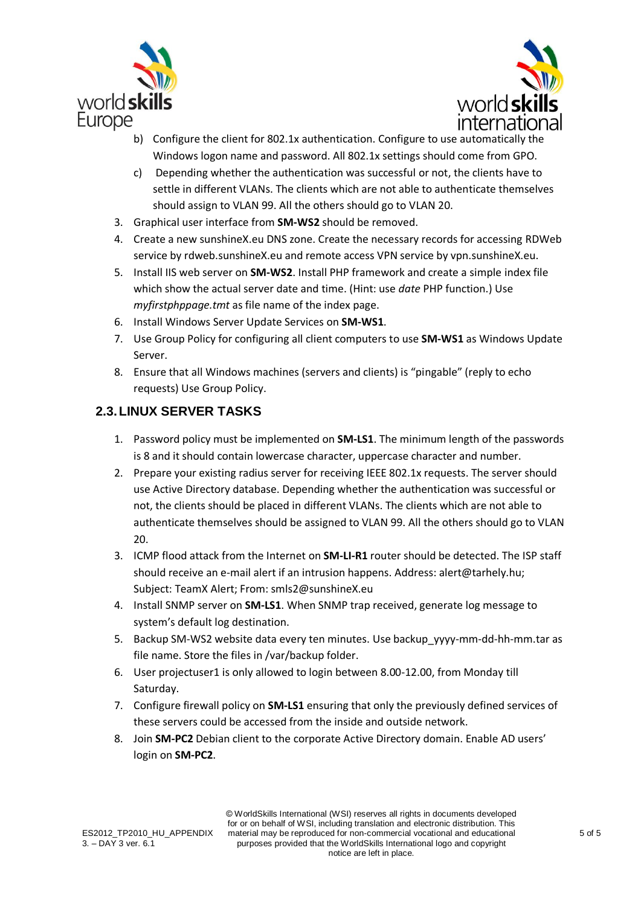b) Configure the client for 802.1x authentication. Configure to use automatically the Windows logon name and password. All 802.1x settings should come from GPO.

c) Depending whether the authentication was successful or not, the clients have to settle in different VLANs. The clients which are not able to authenticate themselves should assign to VLAN 99. All the others should go to VLAN 20.

3. Graphical user interface from **SM-WS2** should be removed.
4. Create a new sunshineX.eu DNS zone. Create the necessary records for accessing RDWeb service by rdweb.sunshineX.eu and remote access VPN service by vpn.sunshineX.eu.
5. Install IIS web server on **SM-WS2**. Install PHP framework and create a simple index file which show the actual server date and time. (Hint: use *date* PHP function.) Use *myfirstphppage.tmt* as file name of the index page.
6. Install Windows Server Update Services on **SM-WS1**.
7. Use Group Policy for configuring all client computers to use **SM-WS1** as Windows Update Server.
8. Ensure that all Windows machines (servers and clients) is "pingable" (reply to echo requests) Use Group Policy.

## 2.3. LINUX SERVER TASKS

1. Password policy must be implemented on **SM-LS1**. The minimum length of the passwords is 8 and it should contain lowercase character, uppercase character and number.
2. Prepare your existing radius server for receiving IEEE 802.1x requests. The server should use Active Directory database. Depending whether the authentication was successful or not, the clients should be placed in different VLANs. The clients which are not able to authenticate themselves should be assigned to VLAN 99. All the others should go to VLAN 20.
3. ICMP flood attack from the Internet on **SM-LI-R1** router should be detected. The ISP staff should receive an e-mail alert if an intrusion happens. Address: alert@tarhely.hu; Subject: TeamX Alert; From: smls2@sunshineX.eu
4. Install SNMP server on **SM-LS1**. When SNMP trap received, generate log message to system's default log destination.
5. Backup SM-WS2 website data every ten minutes. Use backup_yyyy-mm-dd-hh-mm.tar as file name. Store the files in /var/backup folder.
6. User projectuser1 is only allowed to login between 8.00-12.00, from Monday till Saturday.
7. Configure firewall policy on **SM-LS1** ensuring that only the previously defined services of these servers could be accessed from the inside and outside network.
8. Join **SM-PC2** Debian client to the corporate Active Directory domain. Enable AD users' login on **SM-PC2**.